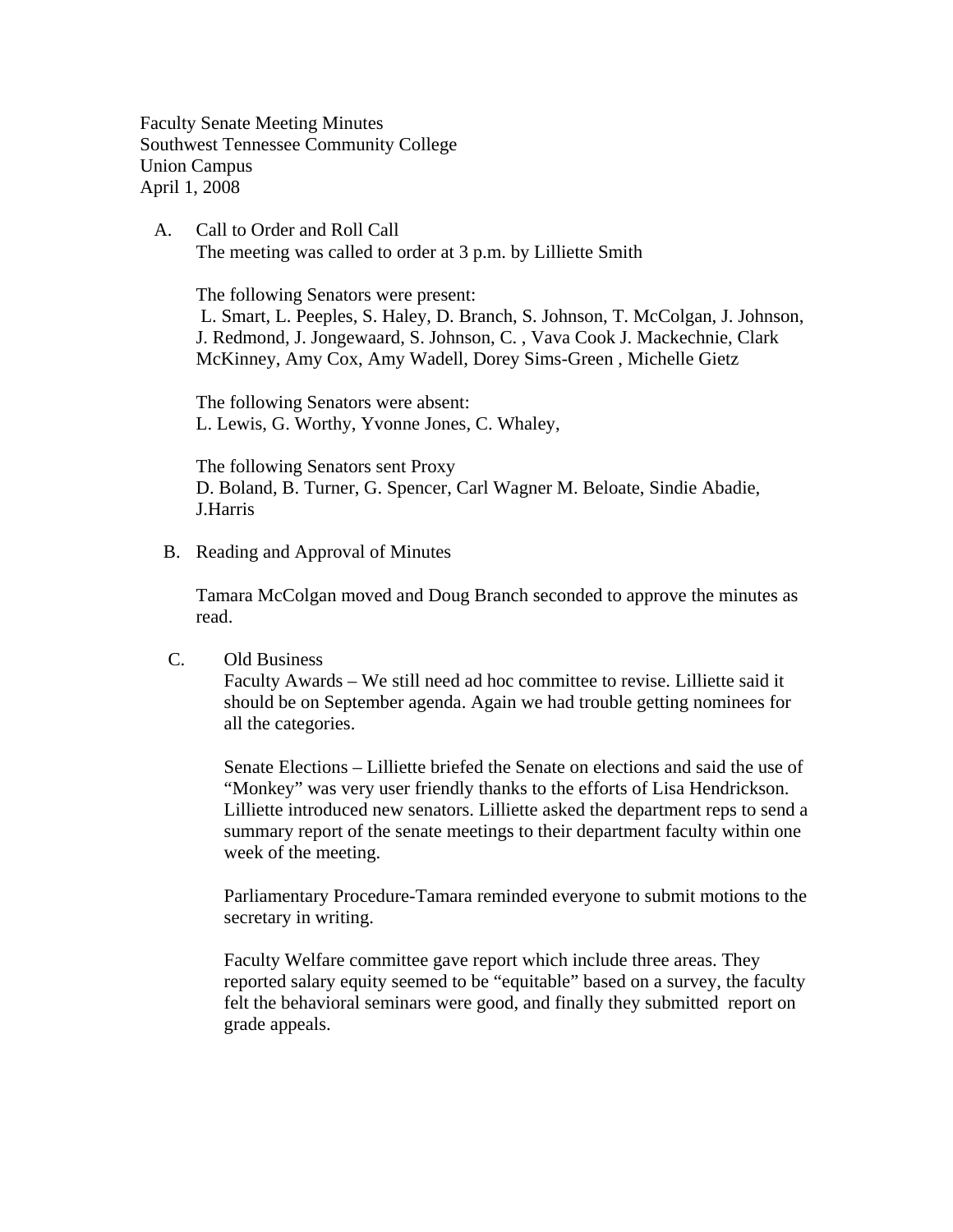Faculty Senate Meeting Minutes
Southwest Tennessee Community College
Union Campus
April 1, 2008

A. Call to Order and Roll Call

The meeting was called to order at 3 p.m. by Lilliette Smith

The following Senators were present:
L. Smart, L. Peeples, S. Haley, D. Branch, S. Johnson, T. McColgan, J. Johnson, J. Redmond, J. Jongewaard, S. Johnson, C. , Vava Cook J. Mackechnie, Clark McKinney, Amy Cox, Amy Wadell, Dorey Sims-Green , Michelle Gietz

The following Senators were absent:
L. Lewis, G. Worthy, Yvonne Jones, C. Whaley,

The following Senators sent Proxy
D. Boland, B. Turner, G. Spencer, Carl Wagner M. Beloate, Sindie Abadie, J.Harris

B. Reading and Approval of Minutes

Tamara McColgan moved and Doug Branch seconded to approve the minutes as read.

C. Old Business

Faculty Awards – We still need ad hoc committee to revise. Lilliette said it should be on September agenda. Again we had trouble getting nominees for all the categories.

Senate Elections – Lilliette briefed the Senate on elections and said the use of "Monkey" was very user friendly thanks to the efforts of Lisa Hendrickson. Lilliette introduced new senators. Lilliette asked the department reps to send a summary report of the senate meetings to their department faculty within one week of the meeting.

Parliamentary Procedure-Tamara reminded everyone to submit motions to the secretary in writing.

Faculty Welfare committee gave report which include three areas. They reported salary equity seemed to be "equitable" based on a survey, the faculty felt the behavioral seminars were good, and finally they submitted report on grade appeals.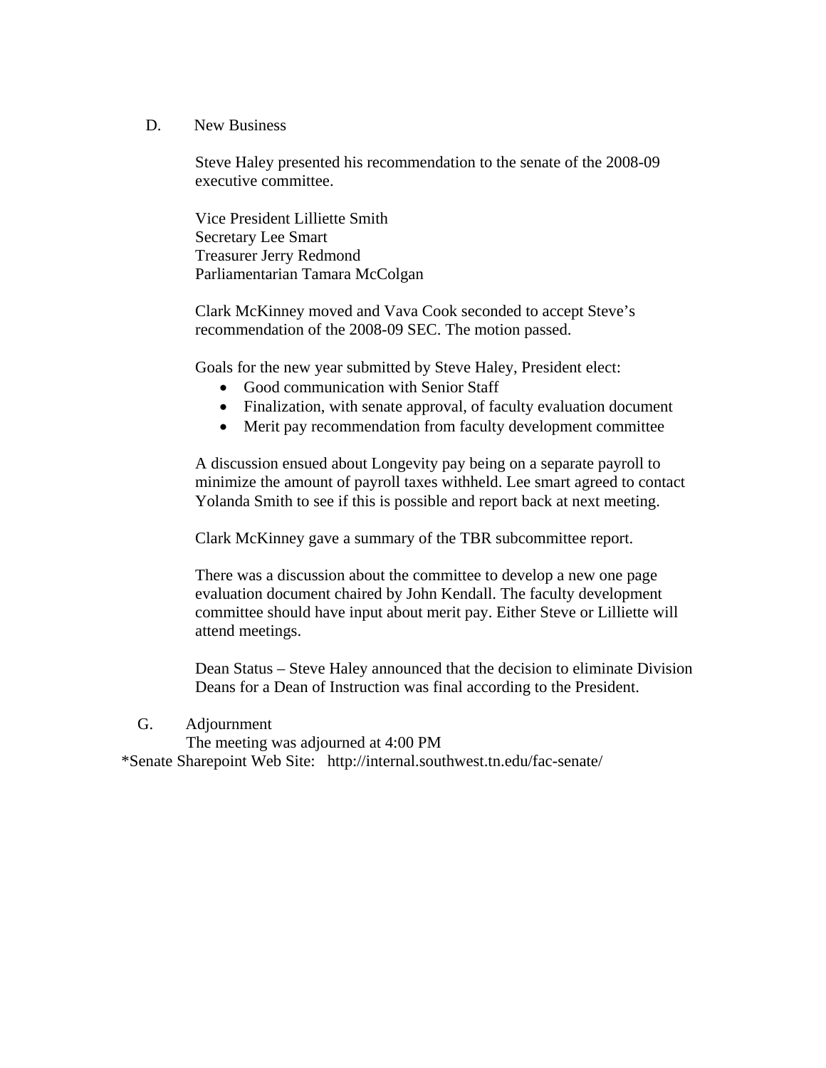D. New Business

Steve Haley presented his recommendation to the senate of the 2008-09 executive committee.

Vice President Lilliette Smith
Secretary Lee Smart
Treasurer Jerry Redmond
Parliamentarian Tamara McColgan

Clark McKinney moved and Vava Cook seconded to accept Steve's recommendation of the 2008-09 SEC. The motion passed.

Goals for the new year submitted by Steve Haley, President elect:

- Good communication with Senior Staff
- Finalization, with senate approval, of faculty evaluation document
- Merit pay recommendation from faculty development committee

A discussion ensued about Longevity pay being on a separate payroll to minimize the amount of payroll taxes withheld. Lee smart agreed to contact Yolanda Smith to see if this is possible and report back at next meeting.

Clark McKinney gave a summary of the TBR subcommittee report.

There was a discussion about the committee to develop a new one page evaluation document chaired by John Kendall. The faculty development committee should have input about merit pay. Either Steve or Lilliette will attend meetings.

Dean Status – Steve Haley announced that the decision to eliminate Division Deans for a Dean of Instruction was final according to the President.

G. Adjournment

The meeting was adjourned at 4:00 PM

*Senate Sharepoint Web Site: http://internal.southwest.tn.edu/fac-senate/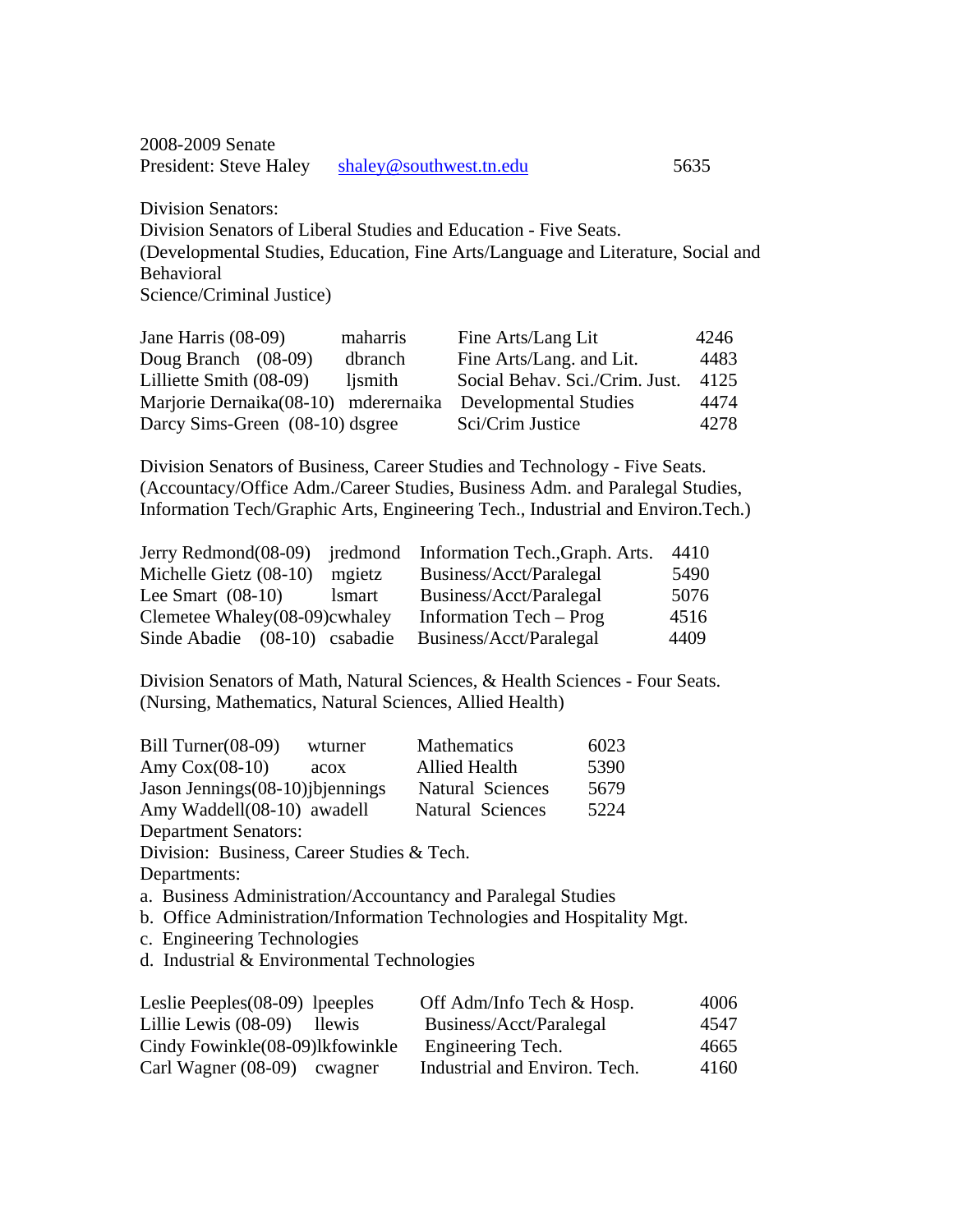2008-2009 Senate
President: Steve Haley shaley@southwest.tn.edu 5635

Division Senators:
Division Senators of Liberal Studies and Education - Five Seats.
(Developmental Studies, Education, Fine Arts/Language and Literature, Social and Behavioral
Science/Criminal Justice)

| | | | |
|---|---|---|---|
| Jane Harris (08-09) | maharris | Fine Arts/Lang Lit | 4246 |
| Doug Branch (08-09) | dbranch | Fine Arts/Lang. and Lit. | 4483 |
| Lilliette Smith (08-09) | ljsmith | Social Behav. Sci./Crim. Just. | 4125 |
| Marjorie Dernaika(08-10) | mderernaika | Developmental Studies | 4474 |
| Darcy Sims-Green (08-10) | dsgree | Sci/Crim Justice | 4278 |

Division Senators of Business, Career Studies and Technology - Five Seats.
(Accountacy/Office Adm./Career Studies, Business Adm. and Paralegal Studies, Information Tech/Graphic Arts, Engineering Tech., Industrial and Environ.Tech.)

| | | | |
|---|---|---|---|
| Jerry Redmond(08-09) | jredmond | Information Tech.,Graph. Arts. | 4410 |
| Michelle Gietz (08-10) | mgietz | Business/Acct/Paralegal | 5490 |
| Lee Smart (08-10) | lsmart | Business/Acct/Paralegal | 5076 |
| Clemetee Whaley(08-09) | cwhaley | Information Tech – Prog | 4516 |
| Sinde Abadie (08-10) | csabadie | Business/Acct/Paralegal | 4409 |

Division Senators of Math, Natural Sciences, & Health Sciences - Four Seats.
(Nursing, Mathematics, Natural Sciences, Allied Health)

| | | | |
|---|---|---|---|
| Bill Turner(08-09) | wturner | Mathematics | 6023 |
| Amy Cox(08-10) | acox | Allied Health | 5390 |
| Jason Jennings(08-10) | jbjennings | Natural Sciences | 5679 |
| Amy Waddell(08-10) | awadell | Natural Sciences | 5224 |

Department Senators:
Division: Business, Career Studies & Tech.
Departments:

a. Business Administration/Accountancy and Paralegal Studies
b. Office Administration/Information Technologies and Hospitality Mgt.
c. Engineering Technologies
d. Industrial & Environmental Technologies

| | | | |
|---|---|---|---|
| Leslie Peeples(08-09) | lpeeples | Off Adm/Info Tech & Hosp. | 4006 |
| Lillie Lewis (08-09) | llewis | Business/Acct/Paralegal | 4547 |
| Cindy Fowinkle(08-09) | lkfowinkle | Engineering Tech. | 4665 |
| Carl Wagner (08-09) | cwagner | Industrial and Environ. Tech. | 4160 |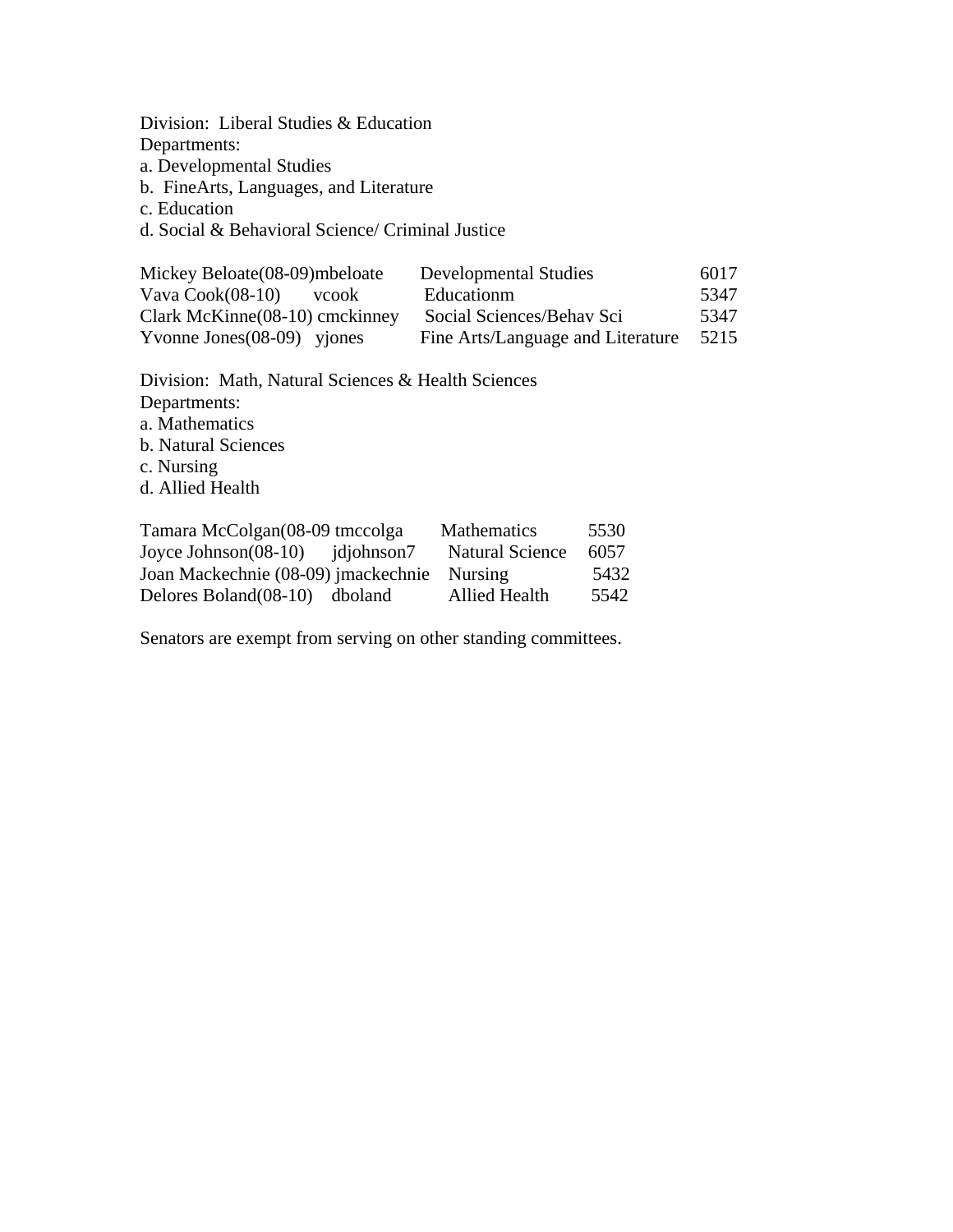Division: Liberal Studies & Education

Departments:

a. Developmental Studies
b. FineArts, Languages, and Literature
c. Education
d. Social & Behavioral Science/ Criminal Justice

| | | | |
|---|---|---|---|
| Mickey Beloate(08-09) | mbeloate | Developmental Studies | 6017 |
| Vava Cook(08-10) | vcook | Educationm | 5347 |
| Clark McKinne(08-10) | cmckinney | Social Sciences/Behav Sci | 5347 |
| Yvonne Jones(08-09) | yjones | Fine Arts/Language and Literature | 5215 |

Division: Math, Natural Sciences & Health Sciences

Departments:

a. Mathematics
b. Natural Sciences
c. Nursing
d. Allied Health

| | | | |
|---|---|---|---|
| Tamara McColgan(08-09 | tmccolga | Mathematics | 5530 |
| Joyce Johnson(08-10) | jdjohnson7 | Natural Science | 6057 |
| Joan Mackechnie (08-09) | jmackechnie | Nursing | 5432 |
| Delores Boland(08-10) | dboland | Allied Health | 5542 |

Senators are exempt from serving on other standing committees.